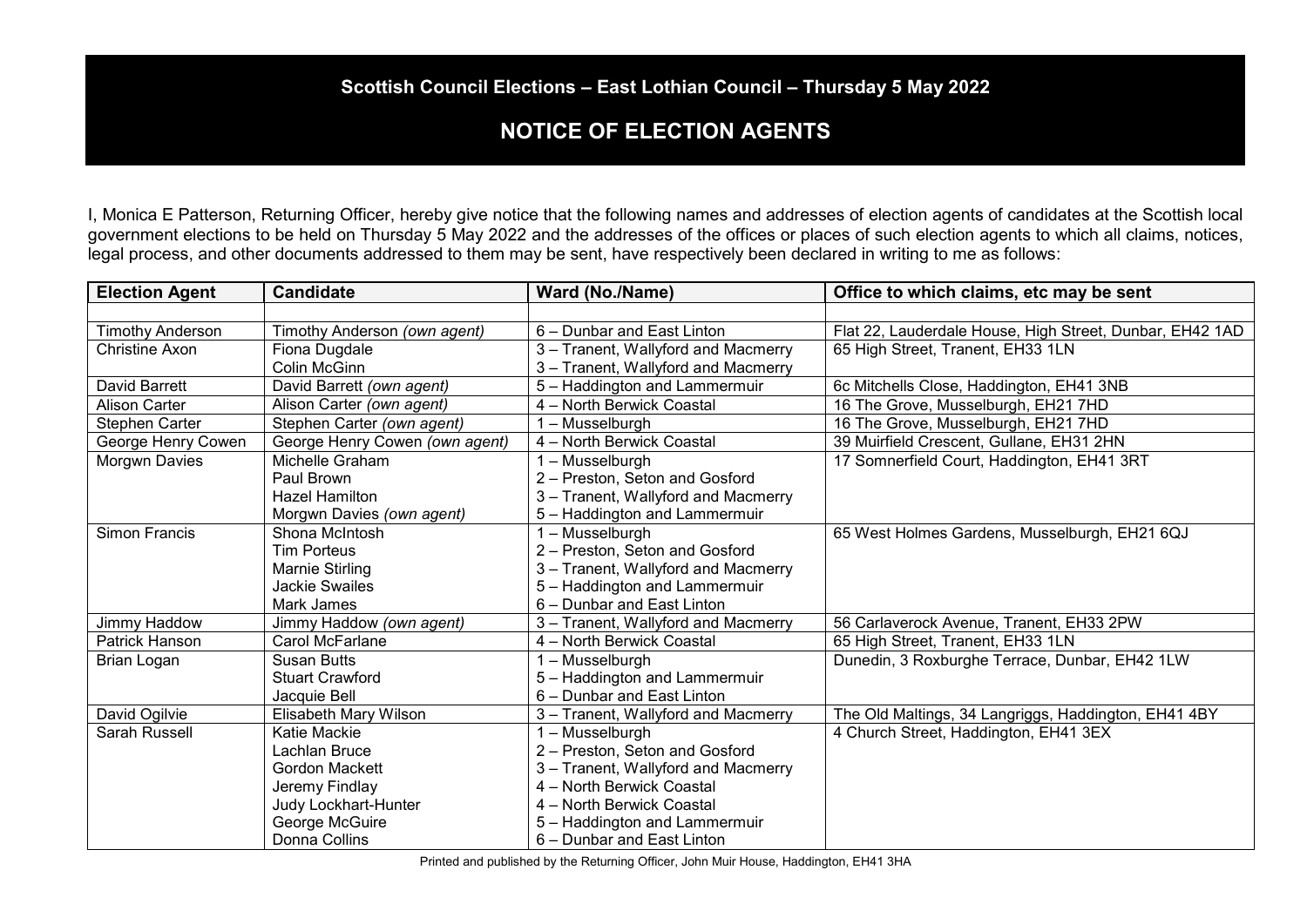**Scottish Council Elections – East Lothian Council – Thursday 5 May 2022**

# NOTICE OF ELECTION AGENTS

I, Monica E Patterson, Returning Officer, hereby give notice that the following names and addresses of election agents of candidates at the Scottish local government elections to be held on Thursday 5 May 2022 and the addresses of the offices or places of such election agents to which all claims, notices, legal process, and other documents addressed to them may be sent, have respectively been declared in writing to me as follows:

| Election Agent | Candidate | Ward (No./Name) | Office to which claims, etc may be sent |
|---|---|---|---|
| | | | |
| Timothy Anderson | Timothy Anderson *(own agent)* | 6 – Dunbar and East Linton | Flat 22, Lauderdale House, High Street, Dunbar, EH42 1AD |
| Christine Axon | Fiona Dugdale<br>Colin McGinn | 3 – Tranent, Wallyford and Macmerry<br>3 – Tranent, Wallyford and Macmerry | 65 High Street, Tranent, EH33 1LN |
| David Barrett | David Barrett *(own agent)* | 5 – Haddington and Lammermuir | 6c Mitchells Close, Haddington, EH41 3NB |
| Alison Carter | Alison Carter *(own agent)* | 4 – North Berwick Coastal | 16 The Grove, Musselburgh, EH21 7HD |
| Stephen Carter | Stephen Carter *(own agent)* | 1 – Musselburgh | 16 The Grove, Musselburgh, EH21 7HD |
| George Henry Cowen | George Henry Cowen *(own agent)* | 4 – North Berwick Coastal | 39 Muirfield Crescent, Gullane, EH31 2HN |
| Morgwn Davies | Michelle Graham<br>Paul Brown<br>Hazel Hamilton<br>Morgwn Davies *(own agent)* | 1 – Musselburgh<br>2 – Preston, Seton and Gosford<br>3 – Tranent, Wallyford and Macmerry<br>5 – Haddington and Lammermuir | 17 Somnerfield Court, Haddington, EH41 3RT |
| Simon Francis | Shona McIntosh<br>Tim Porteus<br>Marnie Stirling<br>Jackie Swailes<br>Mark James | 1 – Musselburgh<br>2 – Preston, Seton and Gosford<br>3 – Tranent, Wallyford and Macmerry<br>5 – Haddington and Lammermuir<br>6 – Dunbar and East Linton | 65 West Holmes Gardens, Musselburgh, EH21 6QJ |
| Jimmy Haddow | Jimmy Haddow *(own agent)* | 3 – Tranent, Wallyford and Macmerry | 56 Carlaverock Avenue, Tranent, EH33 2PW |
| Patrick Hanson | Carol McFarlane | 4 – North Berwick Coastal | 65 High Street, Tranent, EH33 1LN |
| Brian Logan | Susan Butts<br>Stuart Crawford<br>Jacquie Bell | 1 – Musselburgh<br>5 – Haddington and Lammermuir<br>6 – Dunbar and East Linton | Dunedin, 3 Roxburghe Terrace, Dunbar, EH42 1LW |
| David Ogilvie | Elisabeth Mary Wilson | 3 – Tranent, Wallyford and Macmerry | The Old Maltings, 34 Langriggs, Haddington, EH41 4BY |
| Sarah Russell | Katie Mackie<br>Lachlan Bruce<br>Gordon Mackett<br>Jeremy Findlay<br>Judy Lockhart-Hunter<br>George McGuire<br>Donna Collins | 1 – Musselburgh<br>2 – Preston, Seton and Gosford<br>3 – Tranent, Wallyford and Macmerry<br>4 – North Berwick Coastal<br>4 – North Berwick Coastal<br>5 – Haddington and Lammermuir<br>6 – Dunbar and East Linton | 4 Church Street, Haddington, EH41 3EX |

Printed and published by the Returning Officer, John Muir House, Haddington, EH41 3HA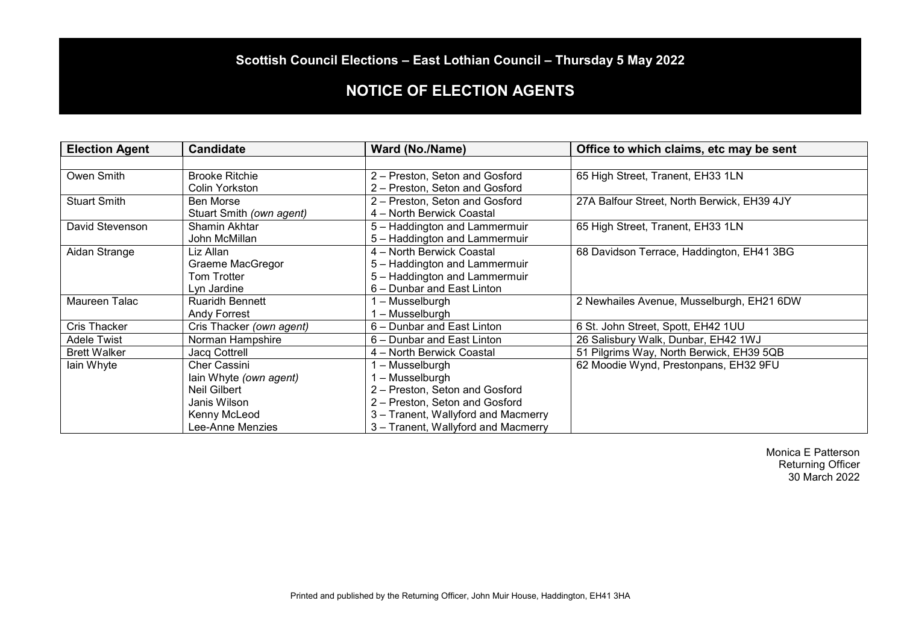**Scottish Council Elections – East Lothian Council – Thursday 5 May 2022**

## NOTICE OF ELECTION AGENTS

| Election Agent | Candidate | Ward (No./Name) | Office to which claims, etc may be sent |
|---|---|---|---|
| | | | |
| Owen Smith | Brooke Ritchie<br>Colin Yorkston | 2 – Preston, Seton and Gosford<br>2 – Preston, Seton and Gosford | 65 High Street, Tranent, EH33 1LN |
| Stuart Smith | Ben Morse<br>Stuart Smith *(own agent)* | 2 – Preston, Seton and Gosford<br>4 – North Berwick Coastal | 27A Balfour Street, North Berwick, EH39 4JY |
| David Stevenson | Shamin Akhtar<br>John McMillan | 5 – Haddington and Lammermuir<br>5 – Haddington and Lammermuir | 65 High Street, Tranent, EH33 1LN |
| Aidan Strange | Liz Allan<br>Graeme MacGregor<br>Tom Trotter<br>Lyn Jardine | 4 – North Berwick Coastal<br>5 – Haddington and Lammermuir<br>5 – Haddington and Lammermuir<br>6 – Dunbar and East Linton | 68 Davidson Terrace, Haddington, EH41 3BG |
| Maureen Talac | Ruaridh Bennett<br>Andy Forrest | 1 – Musselburgh<br>1 – Musselburgh | 2 Newhailes Avenue, Musselburgh, EH21 6DW |
| Cris Thacker | Cris Thacker *(own agent)* | 6 – Dunbar and East Linton | 6 St. John Street, Spott, EH42 1UU |
| Adele Twist | Norman Hampshire | 6 – Dunbar and East Linton | 26 Salisbury Walk, Dunbar, EH42 1WJ |
| Brett Walker | Jacq Cottrell | 4 – North Berwick Coastal | 51 Pilgrims Way, North Berwick, EH39 5QB |
| Iain Whyte | Cher Cassini<br>Iain Whyte *(own agent)*<br>Neil Gilbert<br>Janis Wilson<br>Kenny McLeod<br>Lee-Anne Menzies | 1 – Musselburgh<br>1 – Musselburgh<br>2 – Preston, Seton and Gosford<br>2 – Preston, Seton and Gosford<br>3 – Tranent, Wallyford and Macmerry<br>3 – Tranent, Wallyford and Macmerry | 62 Moodie Wynd, Prestonpans, EH32 9FU |

Monica E Patterson
Returning Officer
30 March 2022

Printed and published by the Returning Officer, John Muir House, Haddington, EH41 3HA